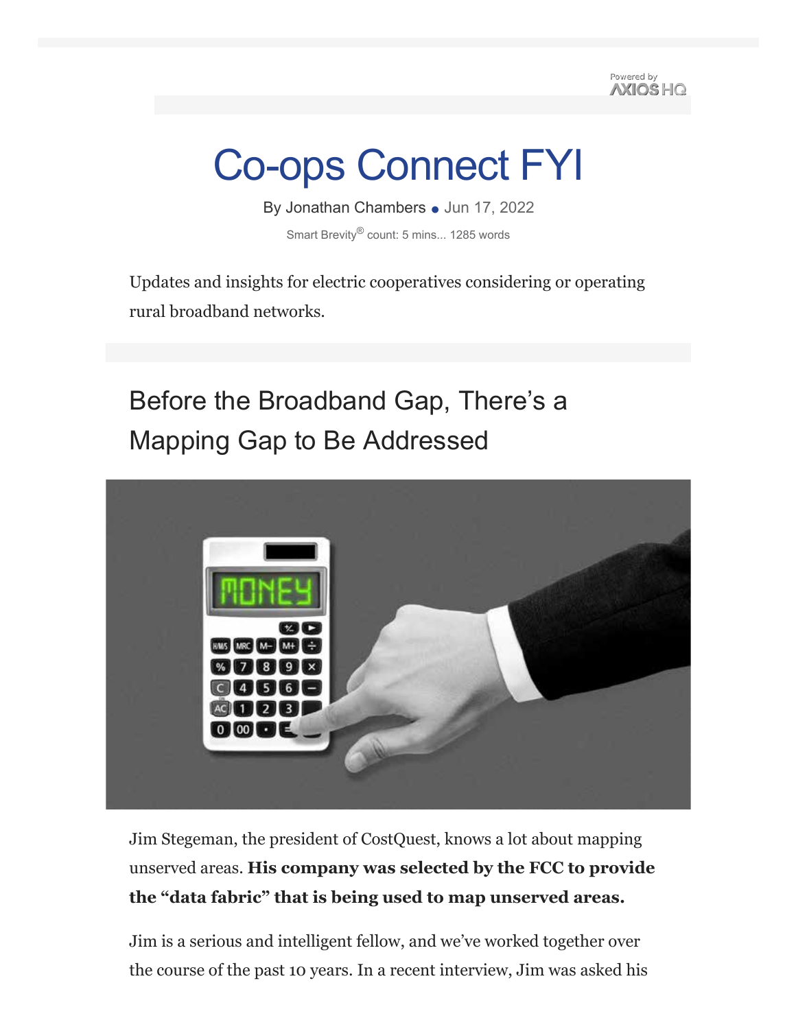Powered by AXIOS HQ

# Co-ops Connect FYI

By Jonathan Chambers • Jun 17, 2022

Smart Brevity® count: 5 mins... 1285 words

Updates and insights for electric cooperatives considering or operating rural broadband networks.

## Before the Broadband Gap, There's a Mapping Gap to Be Addressed

Jim Stegeman, the president of CostQuest, knows a lot about mapping unserved areas. **His company was selected by the FCC to provide the "data fabric" that is being used to map unserved areas.**

Jim is a serious and intelligent fellow, and we've worked together over the course of the past 10 years. In a recent interview, Jim was asked his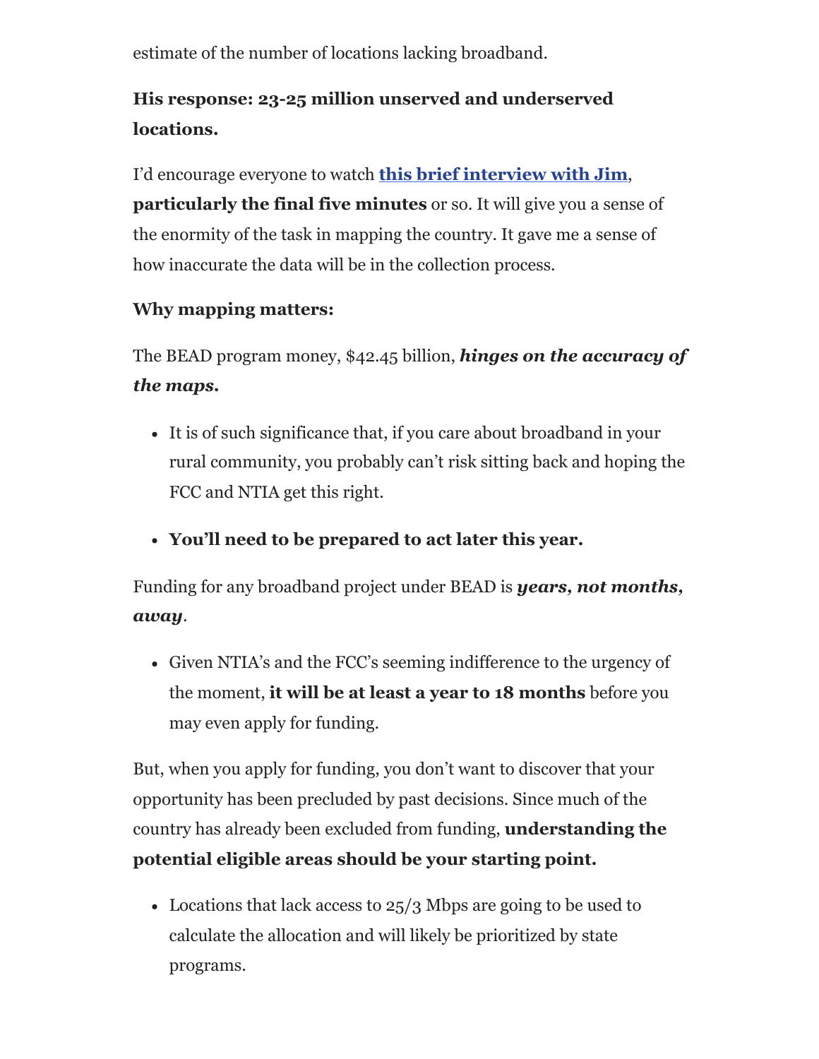estimate of the number of locations lacking broadband.

**His response: 23-25 million unserved and underserved locations.**

I'd encourage everyone to watch **this brief interview with Jim**, **particularly the final five minutes** or so. It will give you a sense of the enormity of the task in mapping the country. It gave me a sense of how inaccurate the data will be in the collection process.

**Why mapping matters:**

The BEAD program money, $42.45 billion, ***hinges on the accuracy of the maps.***

- It is of such significance that, if you care about broadband in your rural community, you probably can't risk sitting back and hoping the FCC and NTIA get this right.
- **You'll need to be prepared to act later this year.**

Funding for any broadband project under BEAD is ***years, not months, away***.

- Given NTIA's and the FCC's seeming indifference to the urgency of the moment, **it will be at least a year to 18 months** before you may even apply for funding.

But, when you apply for funding, you don't want to discover that your opportunity has been precluded by past decisions. Since much of the country has already been excluded from funding, **understanding the potential eligible areas should be your starting point.**

- Locations that lack access to 25/3 Mbps are going to be used to calculate the allocation and will likely be prioritized by state programs.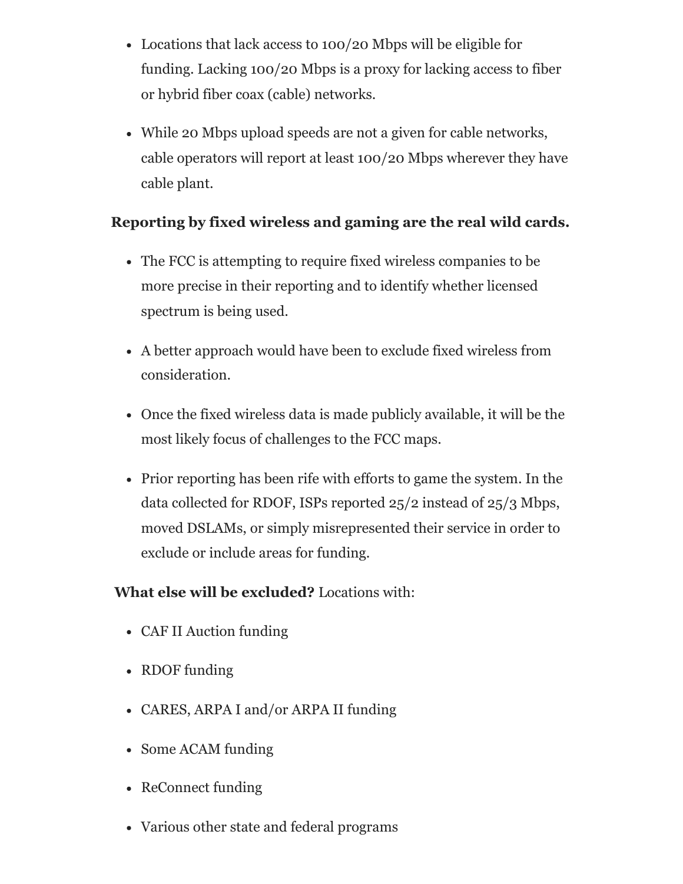- Locations that lack access to 100/20 Mbps will be eligible for funding. Lacking 100/20 Mbps is a proxy for lacking access to fiber or hybrid fiber coax (cable) networks.
- While 20 Mbps upload speeds are not a given for cable networks, cable operators will report at least 100/20 Mbps wherever they have cable plant.

**Reporting by fixed wireless and gaming are the real wild cards.**

- The FCC is attempting to require fixed wireless companies to be more precise in their reporting and to identify whether licensed spectrum is being used.
- A better approach would have been to exclude fixed wireless from consideration.
- Once the fixed wireless data is made publicly available, it will be the most likely focus of challenges to the FCC maps.
- Prior reporting has been rife with efforts to game the system. In the data collected for RDOF, ISPs reported 25/2 instead of 25/3 Mbps, moved DSLAMs, or simply misrepresented their service in order to exclude or include areas for funding.

**What else will be excluded?** Locations with:

- CAF II Auction funding
- RDOF funding
- CARES, ARPA I and/or ARPA II funding
- Some ACAM funding
- ReConnect funding
- Various other state and federal programs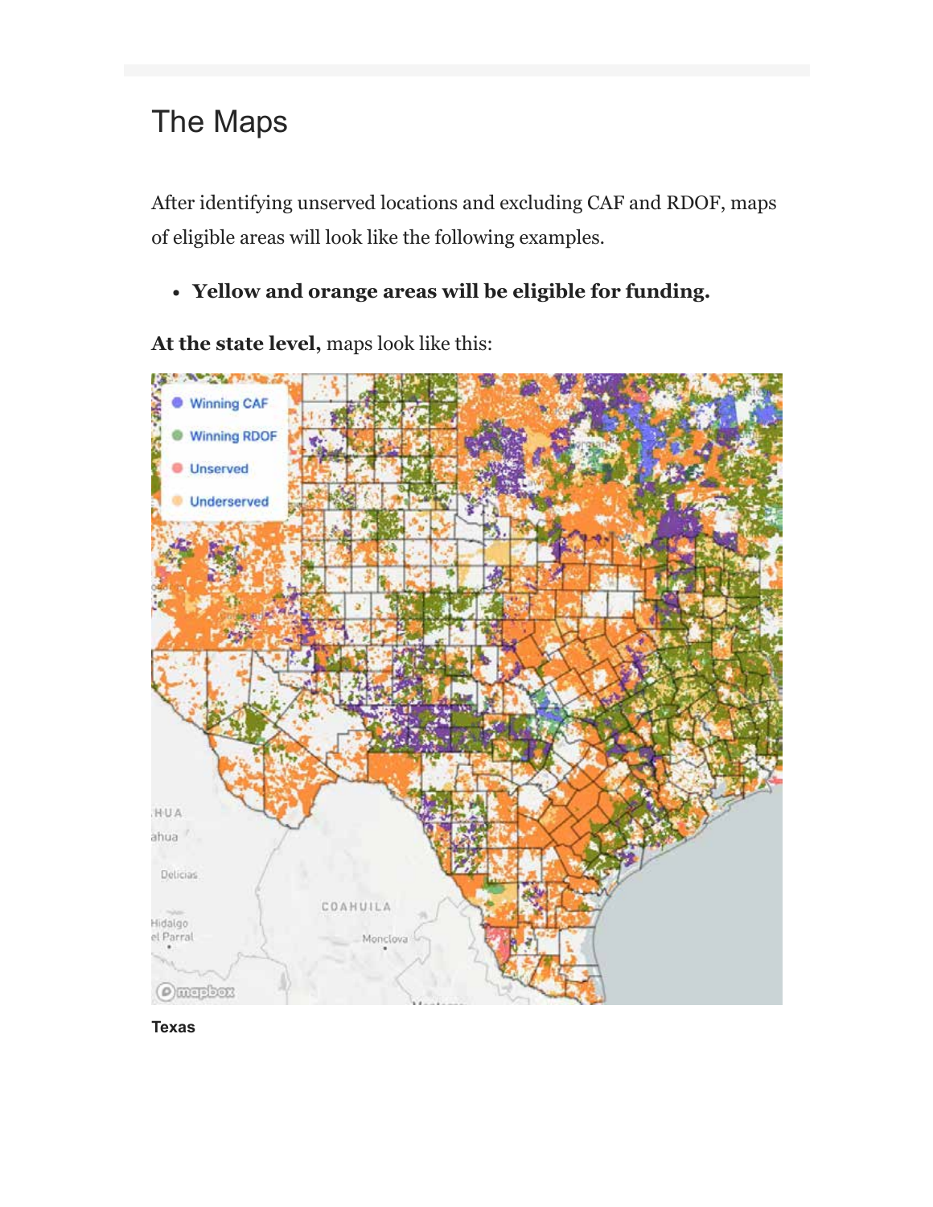## The Maps

After identifying unserved locations and excluding CAF and RDOF, maps of eligible areas will look like the following examples.

- **Yellow and orange areas will be eligible for funding.**

**At the state level,** maps look like this:

**Texas**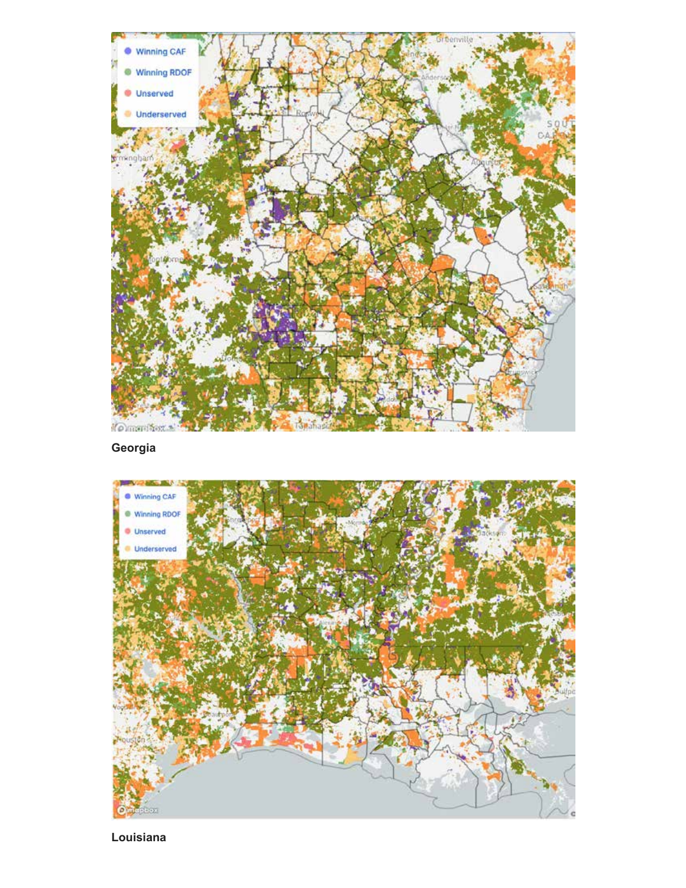Georgia

Louisiana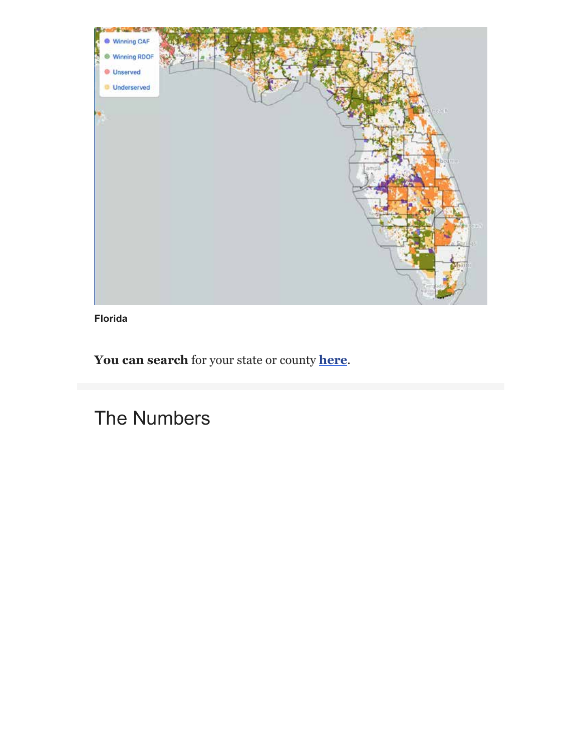Florida

**You can search** for your state or county **[here](#)**.

## The Numbers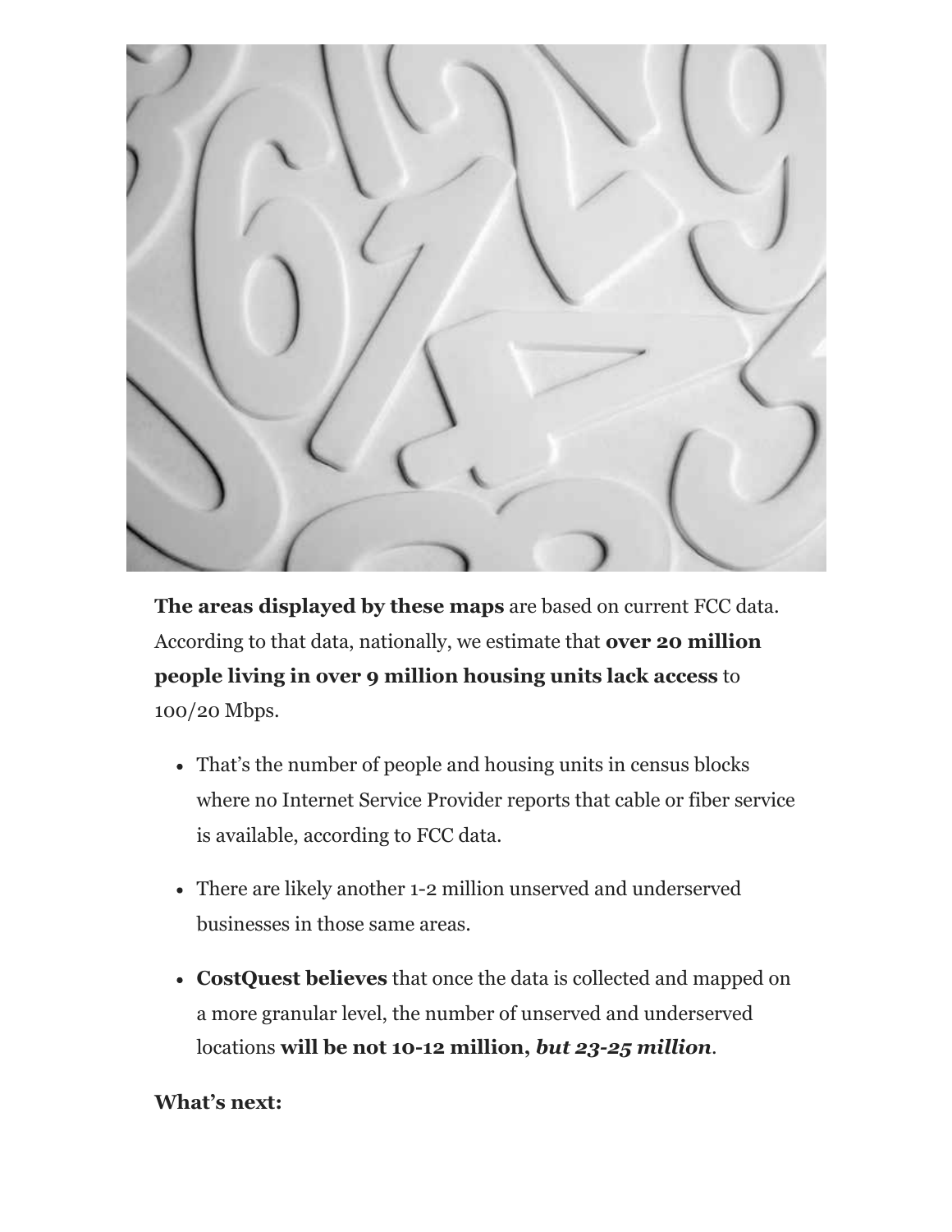**The areas displayed by these maps** are based on current FCC data. According to that data, nationally, we estimate that **over 20 million people living in over 9 million housing units lack access** to 100/20 Mbps.

- That's the number of people and housing units in census blocks where no Internet Service Provider reports that cable or fiber service is available, according to FCC data.
- There are likely another 1-2 million unserved and underserved businesses in those same areas.
- **CostQuest believes** that once the data is collected and mapped on a more granular level, the number of unserved and underserved locations **will be not 10-12 million, *but 23-25 million***.

**What's next:**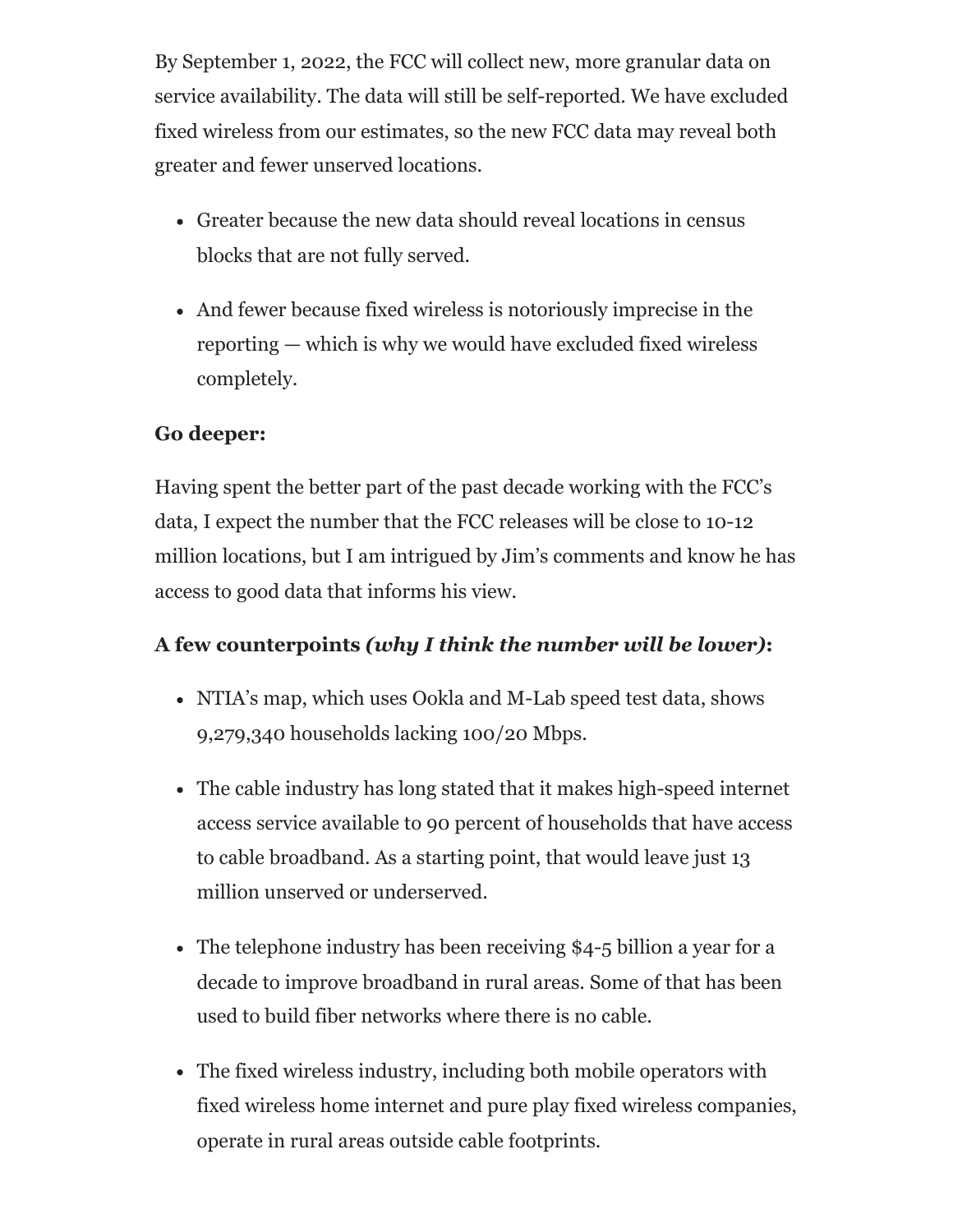By September 1, 2022, the FCC will collect new, more granular data on service availability. The data will still be self-reported. We have excluded fixed wireless from our estimates, so the new FCC data may reveal both greater and fewer unserved locations.

- Greater because the new data should reveal locations in census blocks that are not fully served.
- And fewer because fixed wireless is notoriously imprecise in the reporting — which is why we would have excluded fixed wireless completely.

**Go deeper:**

Having spent the better part of the past decade working with the FCC's data, I expect the number that the FCC releases will be close to 10-12 million locations, but I am intrigued by Jim's comments and know he has access to good data that informs his view.

**A few counterpoints *(why I think the number will be lower)*:**

- NTIA's map, which uses Ookla and M-Lab speed test data, shows 9,279,340 households lacking 100/20 Mbps.
- The cable industry has long stated that it makes high-speed internet access service available to 90 percent of households that have access to cable broadband. As a starting point, that would leave just 13 million unserved or underserved.
- The telephone industry has been receiving $4-5 billion a year for a decade to improve broadband in rural areas. Some of that has been used to build fiber networks where there is no cable.
- The fixed wireless industry, including both mobile operators with fixed wireless home internet and pure play fixed wireless companies, operate in rural areas outside cable footprints.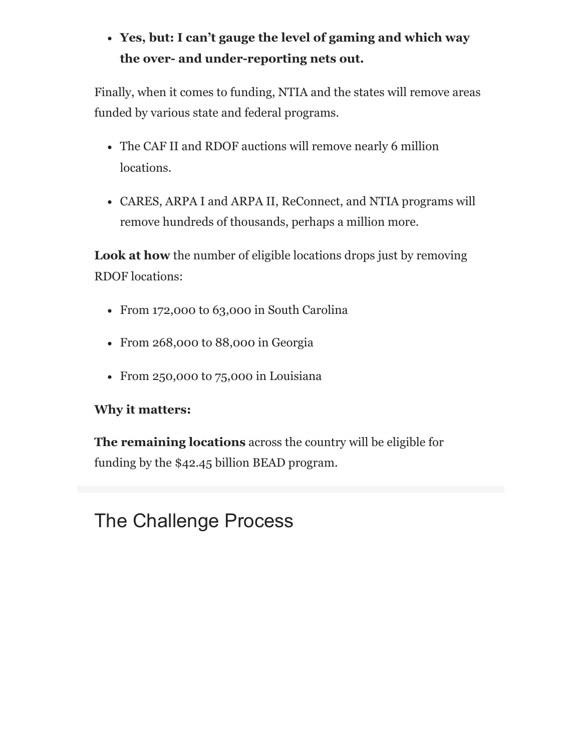- **Yes, but: I can't gauge the level of gaming and which way the over- and under-reporting nets out.**

Finally, when it comes to funding, NTIA and the states will remove areas funded by various state and federal programs.

- The CAF II and RDOF auctions will remove nearly 6 million locations.
- CARES, ARPA I and ARPA II, ReConnect, and NTIA programs will remove hundreds of thousands, perhaps a million more.

**Look at how** the number of eligible locations drops just by removing RDOF locations:

- From 172,000 to 63,000 in South Carolina
- From 268,000 to 88,000 in Georgia
- From 250,000 to 75,000 in Louisiana

**Why it matters:**

**The remaining locations** across the country will be eligible for funding by the $42.45 billion BEAD program.

# The Challenge Process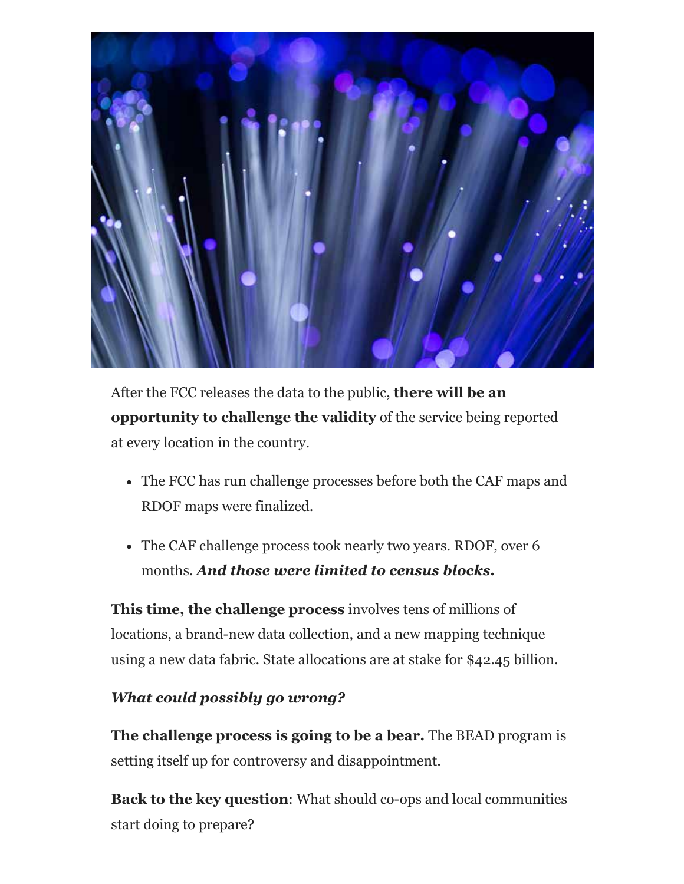After the FCC releases the data to the public, **there will be an opportunity to challenge the validity** of the service being reported at every location in the country.

- The FCC has run challenge processes before both the CAF maps and RDOF maps were finalized.
- The CAF challenge process took nearly two years. RDOF, over 6 months. ***And those were limited to census blocks.***

**This time, the challenge process** involves tens of millions of locations, a brand-new data collection, and a new mapping technique using a new data fabric. State allocations are at stake for $42.45 billion.

***What could possibly go wrong?***

**The challenge process is going to be a bear.** The BEAD program is setting itself up for controversy and disappointment.

**Back to the key question**: What should co-ops and local communities start doing to prepare?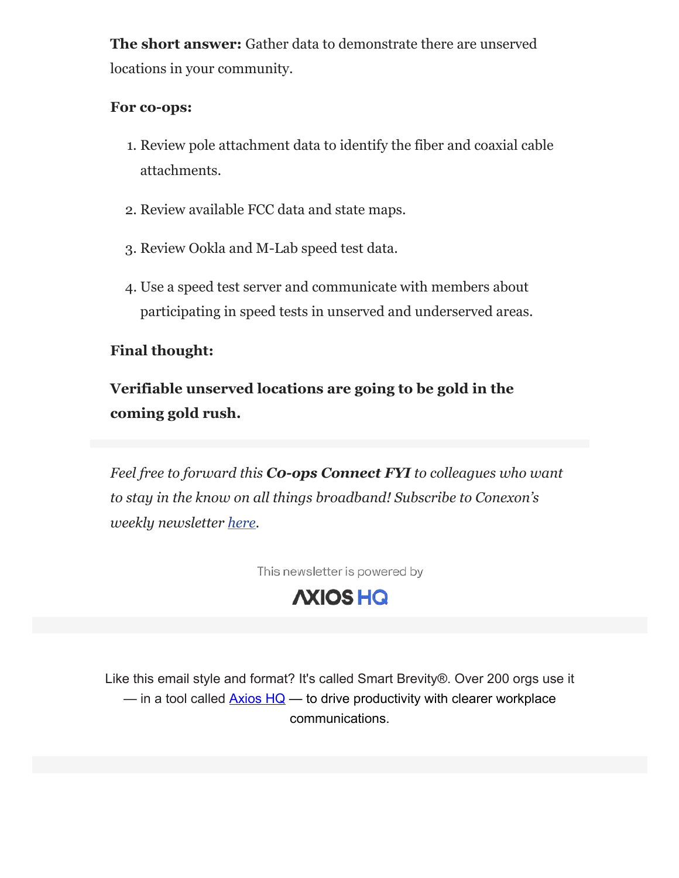**The short answer:** Gather data to demonstrate there are unserved locations in your community.

**For co-ops:**

1. Review pole attachment data to identify the fiber and coaxial cable attachments.
2. Review available FCC data and state maps.
3. Review Ookla and M-Lab speed test data.
4. Use a speed test server and communicate with members about participating in speed tests in unserved and underserved areas.

**Final thought:**

**Verifiable unserved locations are going to be gold in the coming gold rush.**

*Feel free to forward this **Co-ops Connect FYI** to colleagues who want to stay in the know on all things broadband! Subscribe to Conexon's weekly newsletter [here](here).*

This newsletter is powered by

AXIOS HQ

Like this email style and format? It's called Smart Brevity®. Over 200 orgs use it — in a tool called [Axios HQ](Axios HQ) — to drive productivity with clearer workplace communications.